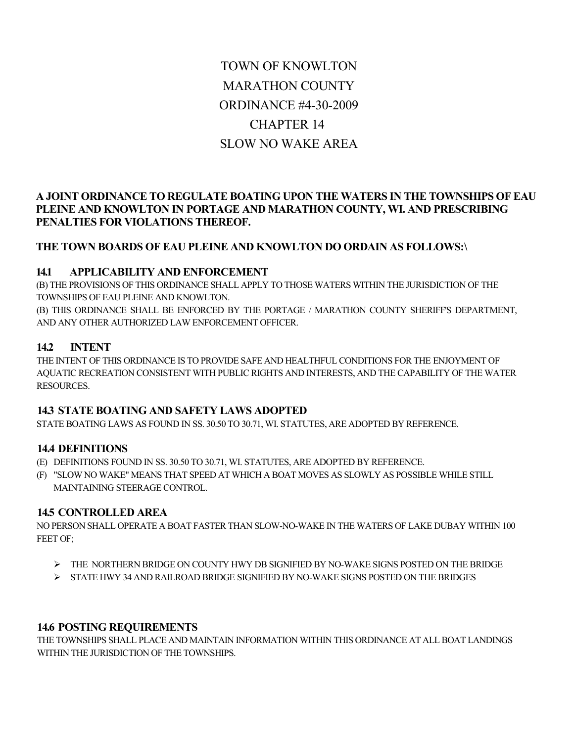# TOWN OF KNOWLTON
# MARATHON COUNTY
# ORDINANCE #4-30-2009
# CHAPTER 14
# SLOW NO WAKE AREA

**A JOINT ORDINANCE TO REGULATE BOATING UPON THE WATERS IN THE TOWNSHIPS OF EAU PLEINE AND KNOWLTON IN PORTAGE AND MARATHON COUNTY, WI. AND PRESCRIBING PENALTIES FOR VIOLATIONS THEREOF.**

**THE TOWN BOARDS OF EAU PLEINE AND KNOWLTON DO ORDAIN AS FOLLOWS:\**

## 14.1 APPLICABILITY AND ENFORCEMENT

(B) THE PROVISIONS OF THIS ORDINANCE SHALL APPLY TO THOSE WATERS WITHIN THE JURISDICTION OF THE TOWNSHIPS OF EAU PLEINE AND KNOWLTON.

(B) THIS ORDINANCE SHALL BE ENFORCED BY THE PORTAGE / MARATHON COUNTY SHERIFF'S DEPARTMENT, AND ANY OTHER AUTHORIZED LAW ENFORCEMENT OFFICER.

## 14.2 INTENT

THE INTENT OF THIS ORDINANCE IS TO PROVIDE SAFE AND HEALTHFUL CONDITIONS FOR THE ENJOYMENT OF AQUATIC RECREATION CONSISTENT WITH PUBLIC RIGHTS AND INTERESTS, AND THE CAPABILITY OF THE WATER RESOURCES.

## 14.3 STATE BOATING AND SAFETY LAWS ADOPTED

STATE BOATING LAWS AS FOUND IN SS. 30.50 TO 30.71, WI. STATUTES, ARE ADOPTED BY REFERENCE.

## 14.4 DEFINITIONS

(E) DEFINITIONS FOUND IN SS. 30.50 TO 30.71, WI. STATUTES, ARE ADOPTED BY REFERENCE.

(F) "SLOW NO WAKE" MEANS THAT SPEED AT WHICH A BOAT MOVES AS SLOWLY AS POSSIBLE WHILE STILL MAINTAINING STEERAGE CONTROL.

## 14.5 CONTROLLED AREA

NO PERSON SHALL OPERATE A BOAT FASTER THAN SLOW-NO-WAKE IN THE WATERS OF LAKE DUBAY WITHIN 100 FEET OF;

- THE NORTHERN BRIDGE ON COUNTY HWY DB SIGNIFIED BY NO-WAKE SIGNS POSTED ON THE BRIDGE
- STATE HWY 34 AND RAILROAD BRIDGE SIGNIFIED BY NO-WAKE SIGNS POSTED ON THE BRIDGES

## 14.6 POSTING REQUIREMENTS

THE TOWNSHIPS SHALL PLACE AND MAINTAIN INFORMATION WITHIN THIS ORDINANCE AT ALL BOAT LANDINGS WITHIN THE JURISDICTION OF THE TOWNSHIPS.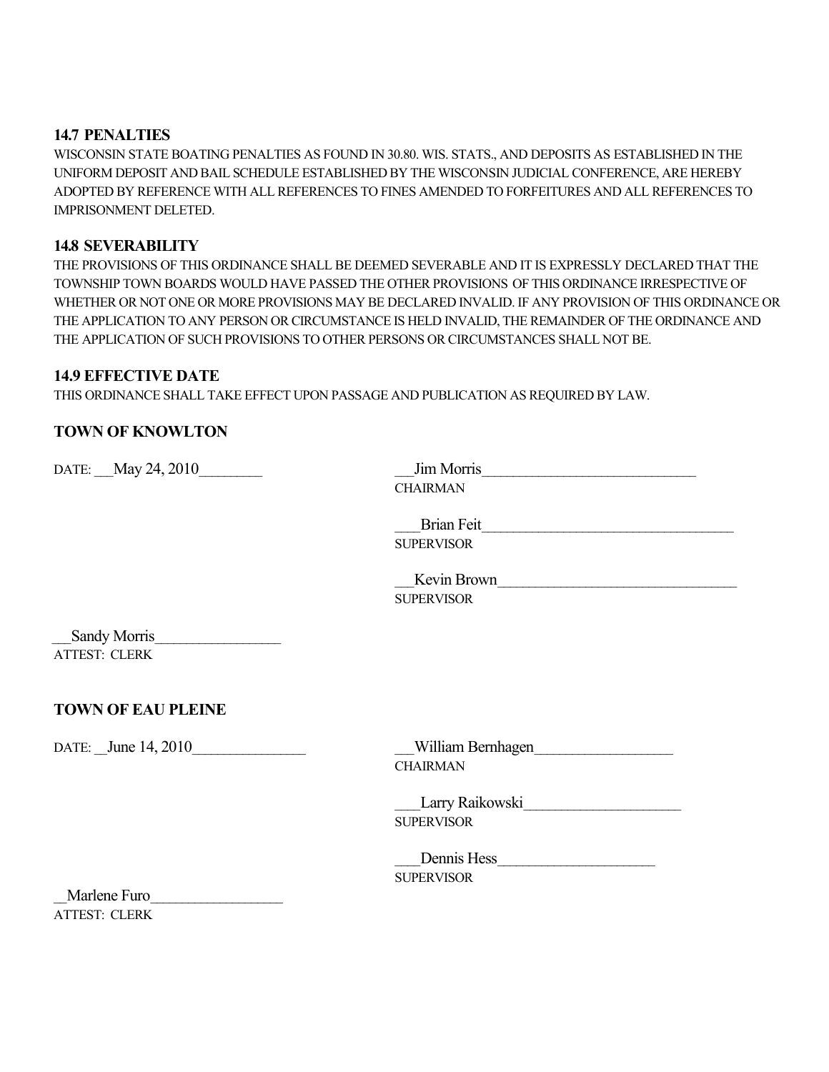### 14.7 PENALTIES

WISCONSIN STATE BOATING PENALTIES AS FOUND IN 30.80. WIS. STATS., AND DEPOSITS AS ESTABLISHED IN THE UNIFORM DEPOSIT AND BAIL SCHEDULE ESTABLISHED BY THE WISCONSIN JUDICIAL CONFERENCE, ARE HEREBY ADOPTED BY REFERENCE WITH ALL REFERENCES TO FINES AMENDED TO FORFEITURES AND ALL REFERENCES TO IMPRISONMENT DELETED.

### 14.8 SEVERABILITY

THE PROVISIONS OF THIS ORDINANCE SHALL BE DEEMED SEVERABLE AND IT IS EXPRESSLY DECLARED THAT THE TOWNSHIP TOWN BOARDS WOULD HAVE PASSED THE OTHER PROVISIONS OF THIS ORDINANCE IRRESPECTIVE OF WHETHER OR NOT ONE OR MORE PROVISIONS MAY BE DECLARED INVALID. IF ANY PROVISION OF THIS ORDINANCE OR THE APPLICATION TO ANY PERSON OR CIRCUMSTANCE IS HELD INVALID, THE REMAINDER OF THE ORDINANCE AND THE APPLICATION OF SUCH PROVISIONS TO OTHER PERSONS OR CIRCUMSTANCES SHALL NOT BE.

### 14.9 EFFECTIVE DATE

THIS ORDINANCE SHALL TAKE EFFECT UPON PASSAGE AND PUBLICATION AS REQUIRED BY LAW.

### TOWN OF KNOWLTON

DATE: May 24, 2010

Jim Morris
CHAIRMAN

Brian Feit
SUPERVISOR

Kevin Brown
SUPERVISOR

Sandy Morris
ATTEST: CLERK

### TOWN OF EAU PLEINE

DATE: June 14, 2010

William Bernhagen
CHAIRMAN

Larry Raikowski
SUPERVISOR

Dennis Hess
SUPERVISOR

Marlene Furo
ATTEST: CLERK